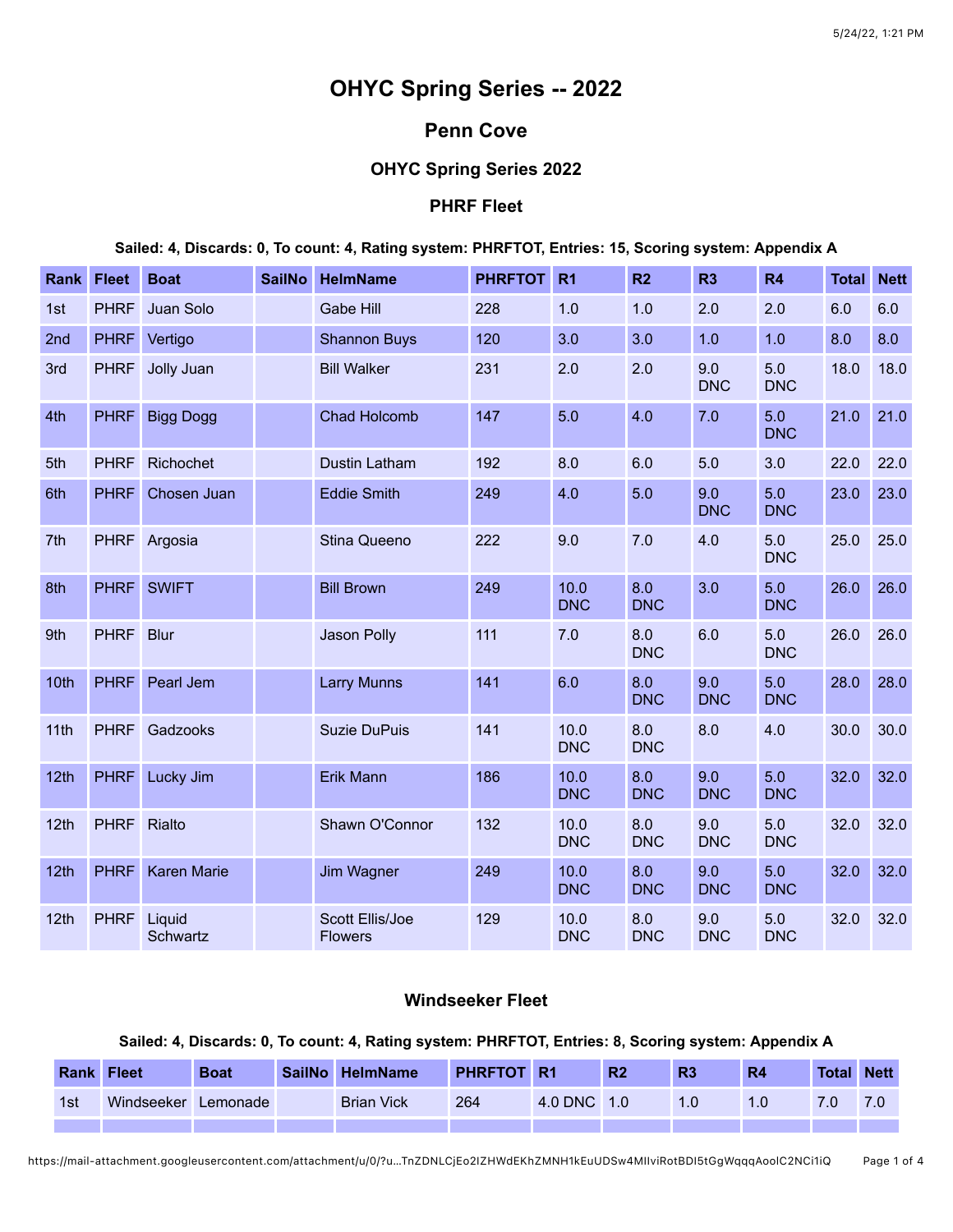# OHYC Spring Series -- 2022

## Penn Cove

### OHYC Spring Series 2022

### PHRF Fleet

**Sailed: 4, Discards: 0, To count: 4, Rating system: PHRFTOT, Entries: 15, Scoring system: Appendix A**

| Rank | Fleet | Boat | SailNo | HelmName | PHRFTOT | R1 | R2 | R3 | R4 | Total | Nett |
|---|---|---|---|---|---|---|---|---|---|---|---|
| 1st | PHRF | Juan Solo | | Gabe Hill | 228 | 1.0 | 1.0 | 2.0 | 2.0 | 6.0 | 6.0 |
| 2nd | PHRF | Vertigo | | Shannon Buys | 120 | 3.0 | 3.0 | 1.0 | 1.0 | 8.0 | 8.0 |
| 3rd | PHRF | Jolly Juan | | Bill Walker | 231 | 2.0 | 2.0 | 9.0 DNC | 5.0 DNC | 18.0 | 18.0 |
| 4th | PHRF | Bigg Dogg | | Chad Holcomb | 147 | 5.0 | 4.0 | 7.0 | 5.0 DNC | 21.0 | 21.0 |
| 5th | PHRF | Richochet | | Dustin Latham | 192 | 8.0 | 6.0 | 5.0 | 3.0 | 22.0 | 22.0 |
| 6th | PHRF | Chosen Juan | | Eddie Smith | 249 | 4.0 | 5.0 | 9.0 DNC | 5.0 DNC | 23.0 | 23.0 |
| 7th | PHRF | Argosia | | Stina Queeno | 222 | 9.0 | 7.0 | 4.0 | 5.0 DNC | 25.0 | 25.0 |
| 8th | PHRF | SWIFT | | Bill Brown | 249 | 10.0 DNC | 8.0 DNC | 3.0 | 5.0 DNC | 26.0 | 26.0 |
| 9th | PHRF | Blur | | Jason Polly | 111 | 7.0 | 8.0 DNC | 6.0 | 5.0 DNC | 26.0 | 26.0 |
| 10th | PHRF | Pearl Jem | | Larry Munns | 141 | 6.0 | 8.0 DNC | 9.0 DNC | 5.0 DNC | 28.0 | 28.0 |
| 11th | PHRF | Gadzooks | | Suzie DuPuis | 141 | 10.0 DNC | 8.0 DNC | 8.0 | 4.0 | 30.0 | 30.0 |
| 12th | PHRF | Lucky Jim | | Erik Mann | 186 | 10.0 DNC | 8.0 DNC | 9.0 DNC | 5.0 DNC | 32.0 | 32.0 |
| 12th | PHRF | Rialto | | Shawn O'Connor | 132 | 10.0 DNC | 8.0 DNC | 9.0 DNC | 5.0 DNC | 32.0 | 32.0 |
| 12th | PHRF | Karen Marie | | Jim Wagner | 249 | 10.0 DNC | 8.0 DNC | 9.0 DNC | 5.0 DNC | 32.0 | 32.0 |
| 12th | PHRF | Liquid Schwartz | | Scott Ellis/Joe Flowers | 129 | 10.0 DNC | 8.0 DNC | 9.0 DNC | 5.0 DNC | 32.0 | 32.0 |

### Windseeker Fleet

**Sailed: 4, Discards: 0, To count: 4, Rating system: PHRFTOT, Entries: 8, Scoring system: Appendix A**

| Rank | Fleet | Boat | SailNo | HelmName | PHRFTOT | R1 | R2 | R3 | R4 | Total | Nett |
|---|---|---|---|---|---|---|---|---|---|---|---|
| 1st | Windseeker | Lemonade | | Brian Vick | 264 | 4.0 DNC | 1.0 | 1.0 | 1.0 | 7.0 | 7.0 |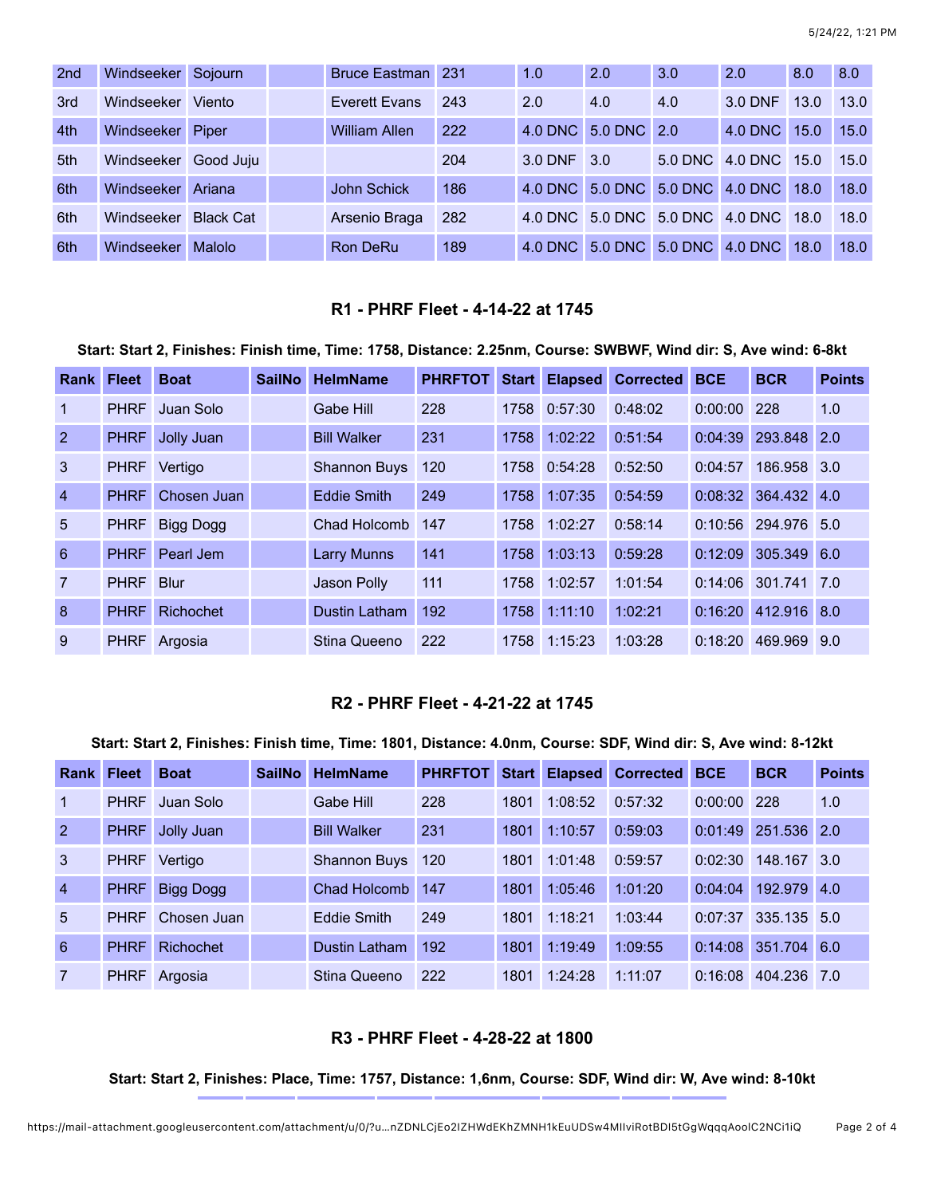| 2nd | Windseeker | Sojourn | | Bruce Eastman | 231 | 1.0 | 2.0 | 3.0 | 2.0 | 8.0 | 8.0 |
|---|---|---|---|---|---|---|---|---|---|---|---|
| 3rd | Windseeker | Viento | | Everett Evans | 243 | 2.0 | 4.0 | 4.0 | 3.0 DNF | 13.0 | 13.0 |
| 4th | Windseeker | Piper | | William Allen | 222 | 4.0 DNC | 5.0 DNC | 2.0 | 4.0 DNC | 15.0 | 15.0 |
| 5th | Windseeker | Good Juju | | | 204 | 3.0 DNF | 3.0 | 5.0 DNC | 4.0 DNC | 15.0 | 15.0 |
| 6th | Windseeker | Ariana | | John Schick | 186 | 4.0 DNC | 5.0 DNC | 5.0 DNC | 4.0 DNC | 18.0 | 18.0 |
| 6th | Windseeker | Black Cat | | Arsenio Braga | 282 | 4.0 DNC | 5.0 DNC | 5.0 DNC | 4.0 DNC | 18.0 | 18.0 |
| 6th | Windseeker | Malolo | | Ron DeRu | 189 | 4.0 DNC | 5.0 DNC | 5.0 DNC | 4.0 DNC | 18.0 | 18.0 |

### R1 - PHRF Fleet - 4-14-22 at 1745

**Start: Start 2, Finishes: Finish time, Time: 1758, Distance: 2.25nm, Course: SWBWF, Wind dir: S, Ave wind: 6-8kt**

| Rank | Fleet | Boat | SailNo | HelmName | PHRFTOT | Start | Elapsed | Corrected | BCE | BCR | Points |
|---|---|---|---|---|---|---|---|---|---|---|---|
| 1 | PHRF | Juan Solo | | Gabe Hill | 228 | 1758 | 0:57:30 | 0:48:02 | 0:00:00 | 228 | 1.0 |
| 2 | PHRF | Jolly Juan | | Bill Walker | 231 | 1758 | 1:02:22 | 0:51:54 | 0:04:39 | 293.848 | 2.0 |
| 3 | PHRF | Vertigo | | Shannon Buys | 120 | 1758 | 0:54:28 | 0:52:50 | 0:04:57 | 186.958 | 3.0 |
| 4 | PHRF | Chosen Juan | | Eddie Smith | 249 | 1758 | 1:07:35 | 0:54:59 | 0:08:32 | 364.432 | 4.0 |
| 5 | PHRF | Bigg Dogg | | Chad Holcomb | 147 | 1758 | 1:02:27 | 0:58:14 | 0:10:56 | 294.976 | 5.0 |
| 6 | PHRF | Pearl Jem | | Larry Munns | 141 | 1758 | 1:03:13 | 0:59:28 | 0:12:09 | 305.349 | 6.0 |
| 7 | PHRF | Blur | | Jason Polly | 111 | 1758 | 1:02:57 | 1:01:54 | 0:14:06 | 301.741 | 7.0 |
| 8 | PHRF | Richochet | | Dustin Latham | 192 | 1758 | 1:11:10 | 1:02:21 | 0:16:20 | 412.916 | 8.0 |
| 9 | PHRF | Argosia | | Stina Queeno | 222 | 1758 | 1:15:23 | 1:03:28 | 0:18:20 | 469.969 | 9.0 |

### R2 - PHRF Fleet - 4-21-22 at 1745

**Start: Start 2, Finishes: Finish time, Time: 1801, Distance: 4.0nm, Course: SDF, Wind dir: S, Ave wind: 8-12kt**

| Rank | Fleet | Boat | SailNo | HelmName | PHRFTOT | Start | Elapsed | Corrected | BCE | BCR | Points |
|---|---|---|---|---|---|---|---|---|---|---|---|
| 1 | PHRF | Juan Solo | | Gabe Hill | 228 | 1801 | 1:08:52 | 0:57:32 | 0:00:00 | 228 | 1.0 |
| 2 | PHRF | Jolly Juan | | Bill Walker | 231 | 1801 | 1:10:57 | 0:59:03 | 0:01:49 | 251.536 | 2.0 |
| 3 | PHRF | Vertigo | | Shannon Buys | 120 | 1801 | 1:01:48 | 0:59:57 | 0:02:30 | 148.167 | 3.0 |
| 4 | PHRF | Bigg Dogg | | Chad Holcomb | 147 | 1801 | 1:05:46 | 1:01:20 | 0:04:04 | 192.979 | 4.0 |
| 5 | PHRF | Chosen Juan | | Eddie Smith | 249 | 1801 | 1:18:21 | 1:03:44 | 0:07:37 | 335.135 | 5.0 |
| 6 | PHRF | Richochet | | Dustin Latham | 192 | 1801 | 1:19:49 | 1:09:55 | 0:14:08 | 351.704 | 6.0 |
| 7 | PHRF | Argosia | | Stina Queeno | 222 | 1801 | 1:24:28 | 1:11:07 | 0:16:08 | 404.236 | 7.0 |

### R3 - PHRF Fleet - 4-28-22 at 1800

**Start: Start 2, Finishes: Place, Time: 1757, Distance: 1,6nm, Course: SDF, Wind dir: W, Ave wind: 8-10kt**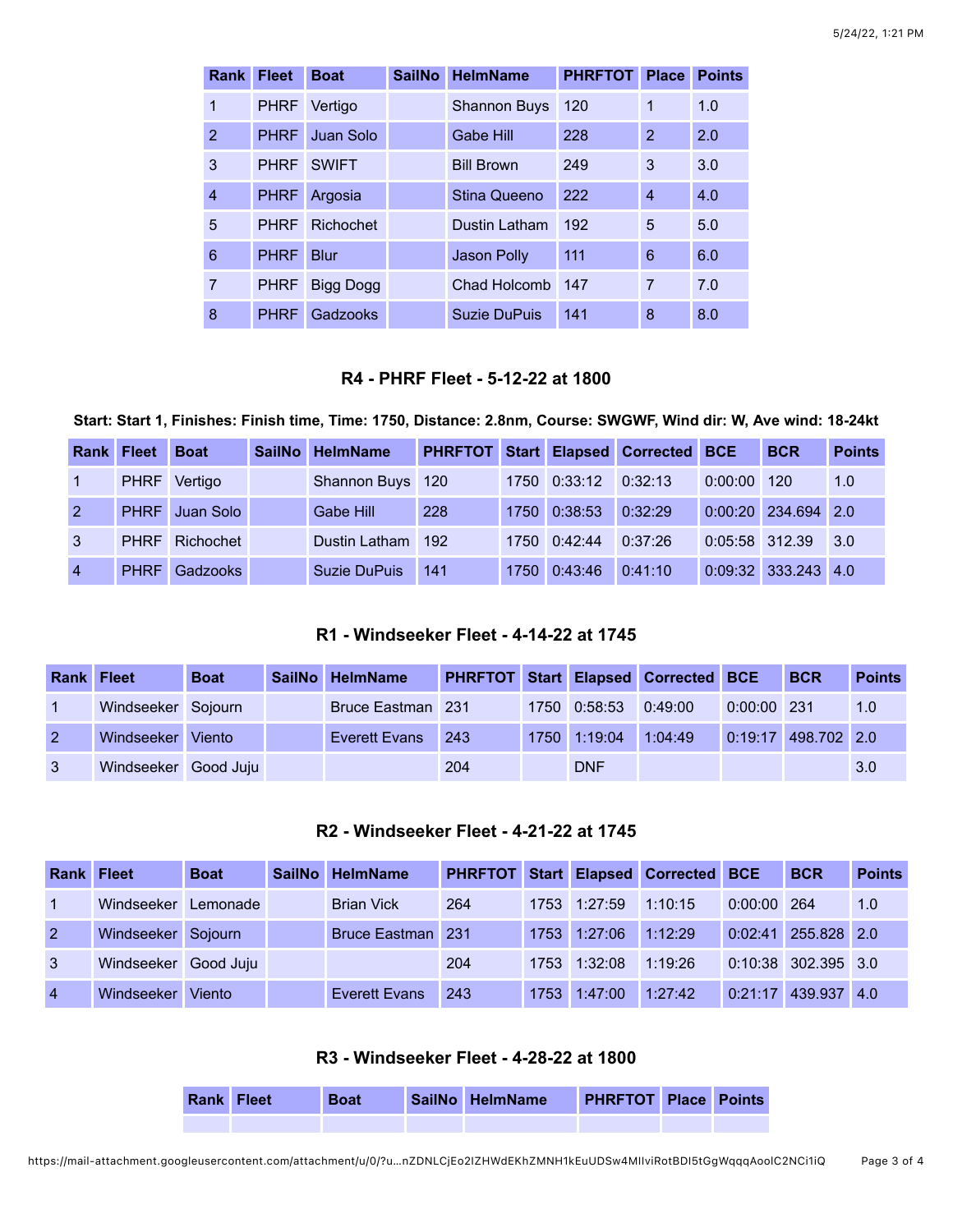| Rank | Fleet | Boat | SailNo | HelmName | PHRFTOT | Place | Points |
|---|---|---|---|---|---|---|---|
| 1 | PHRF | Vertigo | | Shannon Buys | 120 | 1 | 1.0 |
| 2 | PHRF | Juan Solo | | Gabe Hill | 228 | 2 | 2.0 |
| 3 | PHRF | SWIFT | | Bill Brown | 249 | 3 | 3.0 |
| 4 | PHRF | Argosia | | Stina Queeno | 222 | 4 | 4.0 |
| 5 | PHRF | Richochet | | Dustin Latham | 192 | 5 | 5.0 |
| 6 | PHRF | Blur | | Jason Polly | 111 | 6 | 6.0 |
| 7 | PHRF | Bigg Dogg | | Chad Holcomb | 147 | 7 | 7.0 |
| 8 | PHRF | Gadzooks | | Suzie DuPuis | 141 | 8 | 8.0 |

### R4 - PHRF Fleet - 5-12-22 at 1800

**Start: Start 1, Finishes: Finish time, Time: 1750, Distance: 2.8nm, Course: SWGWF, Wind dir: W, Ave wind: 18-24kt**

| Rank | Fleet | Boat | SailNo | HelmName | PHRFTOT | Start | Elapsed | Corrected | BCE | BCR | Points |
|---|---|---|---|---|---|---|---|---|---|---|---|
| 1 | PHRF | Vertigo | | Shannon Buys | 120 | 1750 | 0:33:12 | 0:32:13 | 0:00:00 | 120 | 1.0 |
| 2 | PHRF | Juan Solo | | Gabe Hill | 228 | 1750 | 0:38:53 | 0:32:29 | 0:00:20 | 234.694 | 2.0 |
| 3 | PHRF | Richochet | | Dustin Latham | 192 | 1750 | 0:42:44 | 0:37:26 | 0:05:58 | 312.39 | 3.0 |
| 4 | PHRF | Gadzooks | | Suzie DuPuis | 141 | 1750 | 0:43:46 | 0:41:10 | 0:09:32 | 333.243 | 4.0 |

### R1 - Windseeker Fleet - 4-14-22 at 1745

| Rank | Fleet | Boat | SailNo | HelmName | PHRFTOT | Start | Elapsed | Corrected | BCE | BCR | Points |
|---|---|---|---|---|---|---|---|---|---|---|---|
| 1 | Windseeker | Sojourn | | Bruce Eastman | 231 | 1750 | 0:58:53 | 0:49:00 | 0:00:00 | 231 | 1.0 |
| 2 | Windseeker | Viento | | Everett Evans | 243 | 1750 | 1:19:04 | 1:04:49 | 0:19:17 | 498.702 | 2.0 |
| 3 | Windseeker | Good Juju | | | 204 | | DNF | | | | 3.0 |

### R2 - Windseeker Fleet - 4-21-22 at 1745

| Rank | Fleet | Boat | SailNo | HelmName | PHRFTOT | Start | Elapsed | Corrected | BCE | BCR | Points |
|---|---|---|---|---|---|---|---|---|---|---|---|
| 1 | Windseeker | Lemonade | | Brian Vick | 264 | 1753 | 1:27:59 | 1:10:15 | 0:00:00 | 264 | 1.0 |
| 2 | Windseeker | Sojourn | | Bruce Eastman | 231 | 1753 | 1:27:06 | 1:12:29 | 0:02:41 | 255.828 | 2.0 |
| 3 | Windseeker | Good Juju | | | 204 | 1753 | 1:32:08 | 1:19:26 | 0:10:38 | 302.395 | 3.0 |
| 4 | Windseeker | Viento | | Everett Evans | 243 | 1753 | 1:47:00 | 1:27:42 | 0:21:17 | 439.937 | 4.0 |

### R3 - Windseeker Fleet - 4-28-22 at 1800

| Rank | Fleet | Boat | SailNo | HelmName | PHRFTOT | Place | Points |
|---|---|---|---|---|---|---|---|
| | | | | | | | |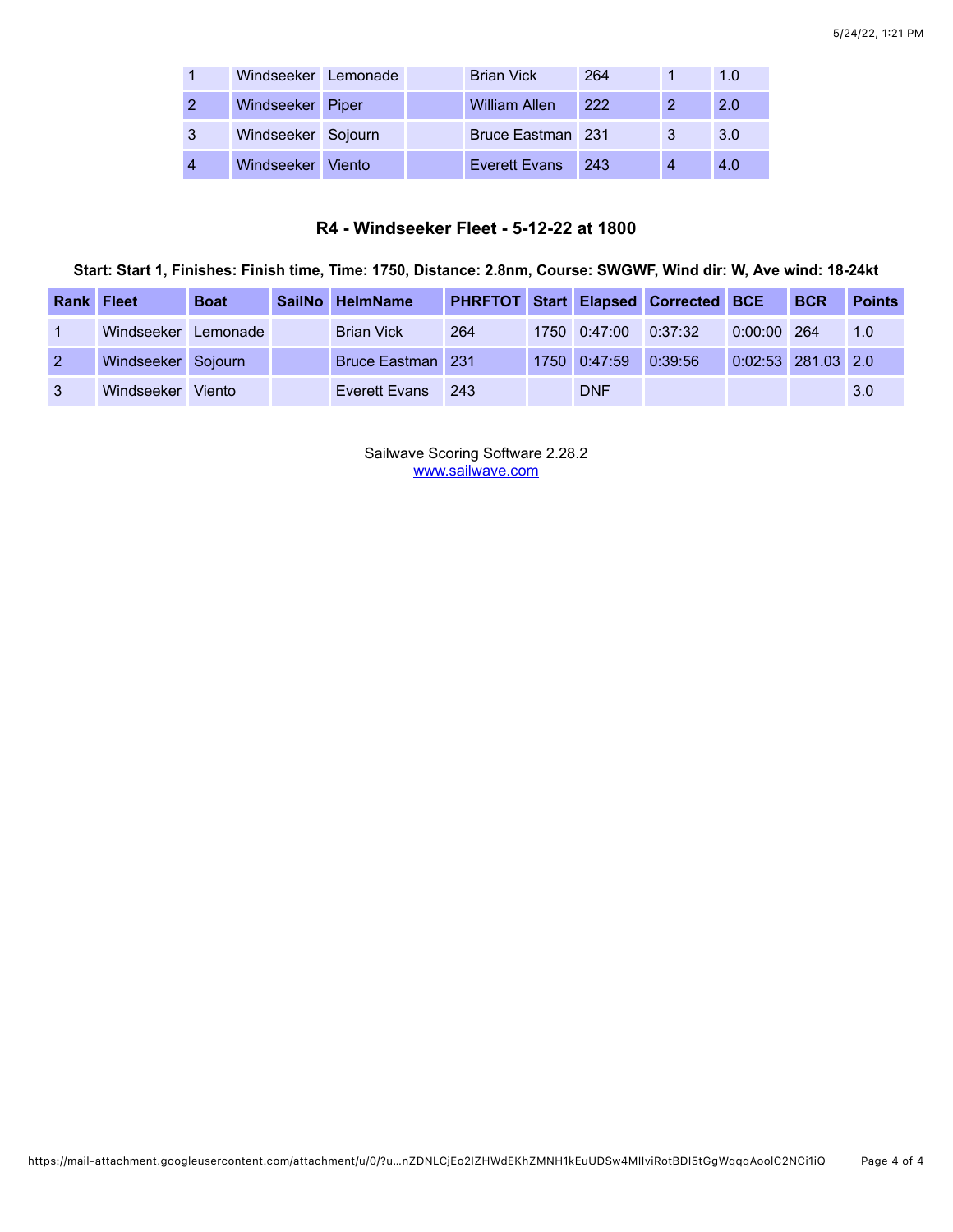| | | | | | | | |
|---|---|---|---|---|---|---|---|
| 1 | Windseeker | Lemonade | | Brian Vick | 264 | 1 | 1.0 |
| 2 | Windseeker | Piper | | William Allen | 222 | 2 | 2.0 |
| 3 | Windseeker | Sojourn | | Bruce Eastman | 231 | 3 | 3.0 |
| 4 | Windseeker | Viento | | Everett Evans | 243 | 4 | 4.0 |

### R4 - Windseeker Fleet - 5-12-22 at 1800

**Start: Start 1, Finishes: Finish time, Time: 1750, Distance: 2.8nm, Course: SWGWF, Wind dir: W, Ave wind: 18-24kt**

| Rank | Fleet | Boat | SailNo | HelmName | PHRFTOT | Start | Elapsed | Corrected | BCE | BCR | Points |
|---|---|---|---|---|---|---|---|---|---|---|---|
| 1 | Windseeker | Lemonade | | Brian Vick | 264 | 1750 | 0:47:00 | 0:37:32 | 0:00:00 | 264 | 1.0 |
| 2 | Windseeker | Sojourn | | Bruce Eastman | 231 | 1750 | 0:47:59 | 0:39:56 | 0:02:53 | 281.03 | 2.0 |
| 3 | Windseeker | Viento | | Everett Evans | 243 | | DNF | | | | 3.0 |

Sailwave Scoring Software 2.28.2
[www.sailwave.com](http://www.sailwave.com)